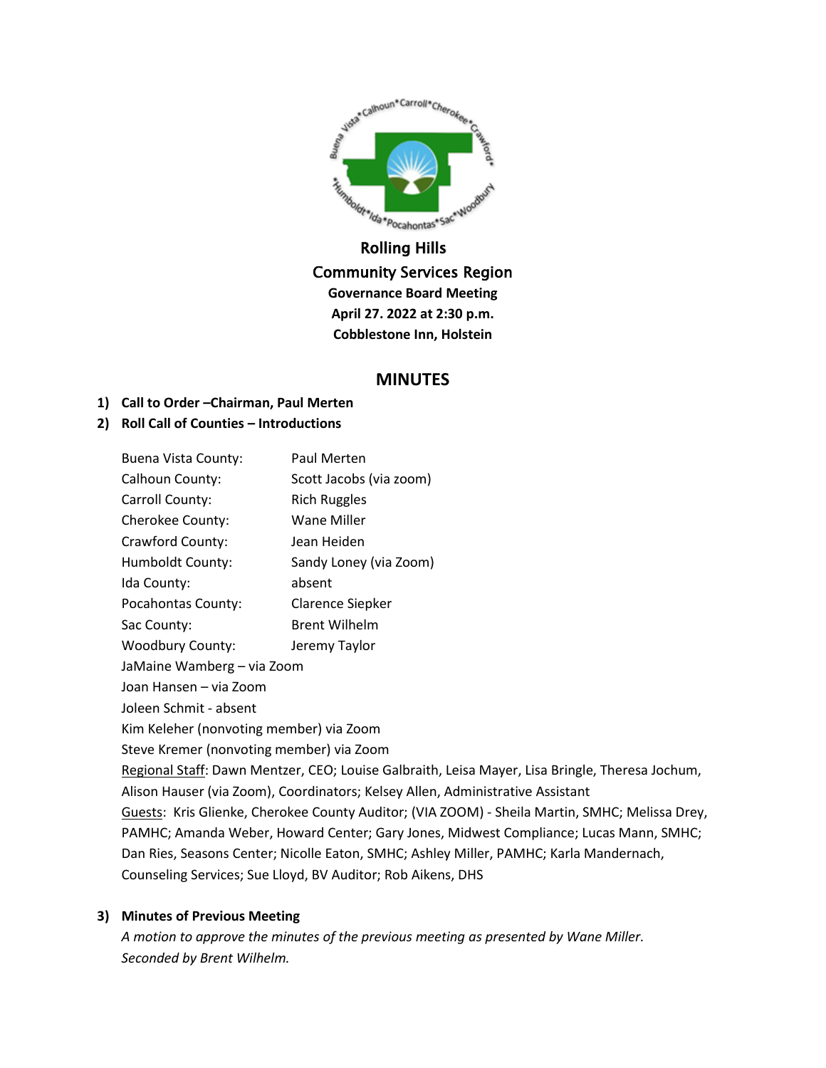# Rolling Hills
# Community Services Region

**Governance Board Meeting**
**April 27. 2022 at 2:30 p.m.**
**Cobblestone Inn, Holstein**

## MINUTES

1) **Call to Order –Chairman, Paul Merten**
2) **Roll Call of Counties – Introductions**

| | |
|---|---|
| Buena Vista County: | Paul Merten |
| Calhoun County: | Scott Jacobs (via zoom) |
| Carroll County: | Rich Ruggles |
| Cherokee County: | Wane Miller |
| Crawford County: | Jean Heiden |
| Humboldt County: | Sandy Loney (via Zoom) |
| Ida County: | absent |
| Pocahontas County: | Clarence Siepker |
| Sac County: | Brent Wilhelm |
| Woodbury County: | Jeremy Taylor |

JaMaine Wamberg – via Zoom
Joan Hansen – via Zoom
Joleen Schmit - absent
Kim Keleher (nonvoting member) via Zoom
Steve Kremer (nonvoting member) via Zoom
Regional Staff: Dawn Mentzer, CEO; Louise Galbraith, Leisa Mayer, Lisa Bringle, Theresa Jochum, Alison Hauser (via Zoom), Coordinators; Kelsey Allen, Administrative Assistant
Guests: Kris Glienke, Cherokee County Auditor; (VIA ZOOM) - Sheila Martin, SMHC; Melissa Drey, PAMHC; Amanda Weber, Howard Center; Gary Jones, Midwest Compliance; Lucas Mann, SMHC; Dan Ries, Seasons Center; Nicolle Eaton, SMHC; Ashley Miller, PAMHC; Karla Mandernach, Counseling Services; Sue Lloyd, BV Auditor; Rob Aikens, DHS

3) **Minutes of Previous Meeting**

*A motion to approve the minutes of the previous meeting as presented by Wane Miller. Seconded by Brent Wilhelm.*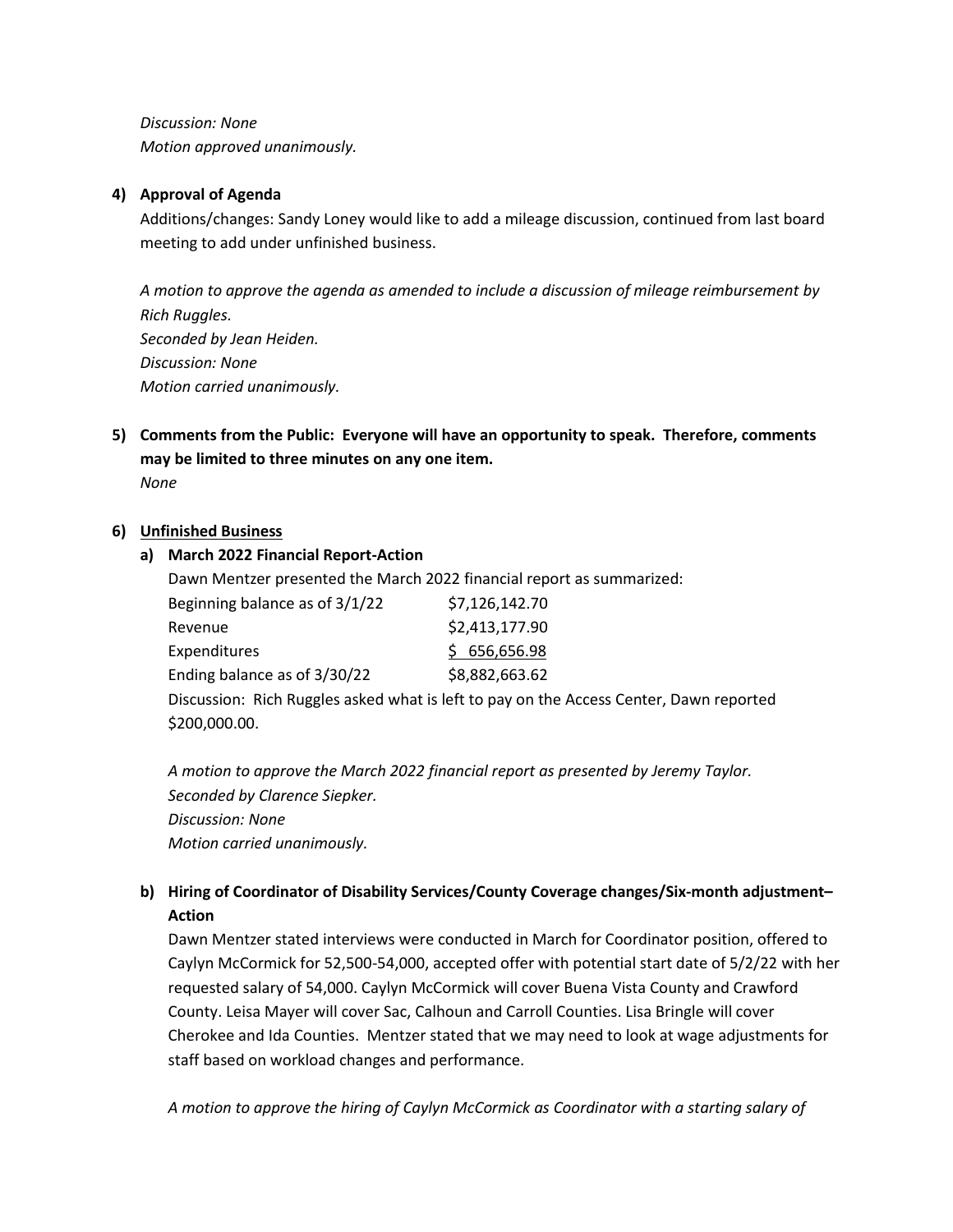*Discussion: None*
*Motion approved unanimously.*

**4) Approval of Agenda**

Additions/changes: Sandy Loney would like to add a mileage discussion, continued from last board meeting to add under unfinished business.

*A motion to approve the agenda as amended to include a discussion of mileage reimbursement by Rich Ruggles.*
*Seconded by Jean Heiden.*
*Discussion: None*
*Motion carried unanimously.*

**5) Comments from the Public: Everyone will have an opportunity to speak. Therefore, comments may be limited to three minutes on any one item.**

*None*

**6) Unfinished Business**

**a) March 2022 Financial Report-Action**

Dawn Mentzer presented the March 2022 financial report as summarized:

| | |
|---|---|
| Beginning balance as of 3/1/22 | $7,126,142.70 |
| Revenue | $2,413,177.90 |
| Expenditures | $ 656,656.98 |
| Ending balance as of 3/30/22 | $8,882,663.62 |

Discussion: Rich Ruggles asked what is left to pay on the Access Center, Dawn reported $200,000.00.

*A motion to approve the March 2022 financial report as presented by Jeremy Taylor.*
*Seconded by Clarence Siepker.*
*Discussion: None*
*Motion carried unanimously.*

**b) Hiring of Coordinator of Disability Services/County Coverage changes/Six-month adjustment–Action**

Dawn Mentzer stated interviews were conducted in March for Coordinator position, offered to Caylyn McCormick for 52,500-54,000, accepted offer with potential start date of 5/2/22 with her requested salary of 54,000. Caylyn McCormick will cover Buena Vista County and Crawford County. Leisa Mayer will cover Sac, Calhoun and Carroll Counties. Lisa Bringle will cover Cherokee and Ida Counties. Mentzer stated that we may need to look at wage adjustments for staff based on workload changes and performance.

*A motion to approve the hiring of Caylyn McCormick as Coordinator with a starting salary of*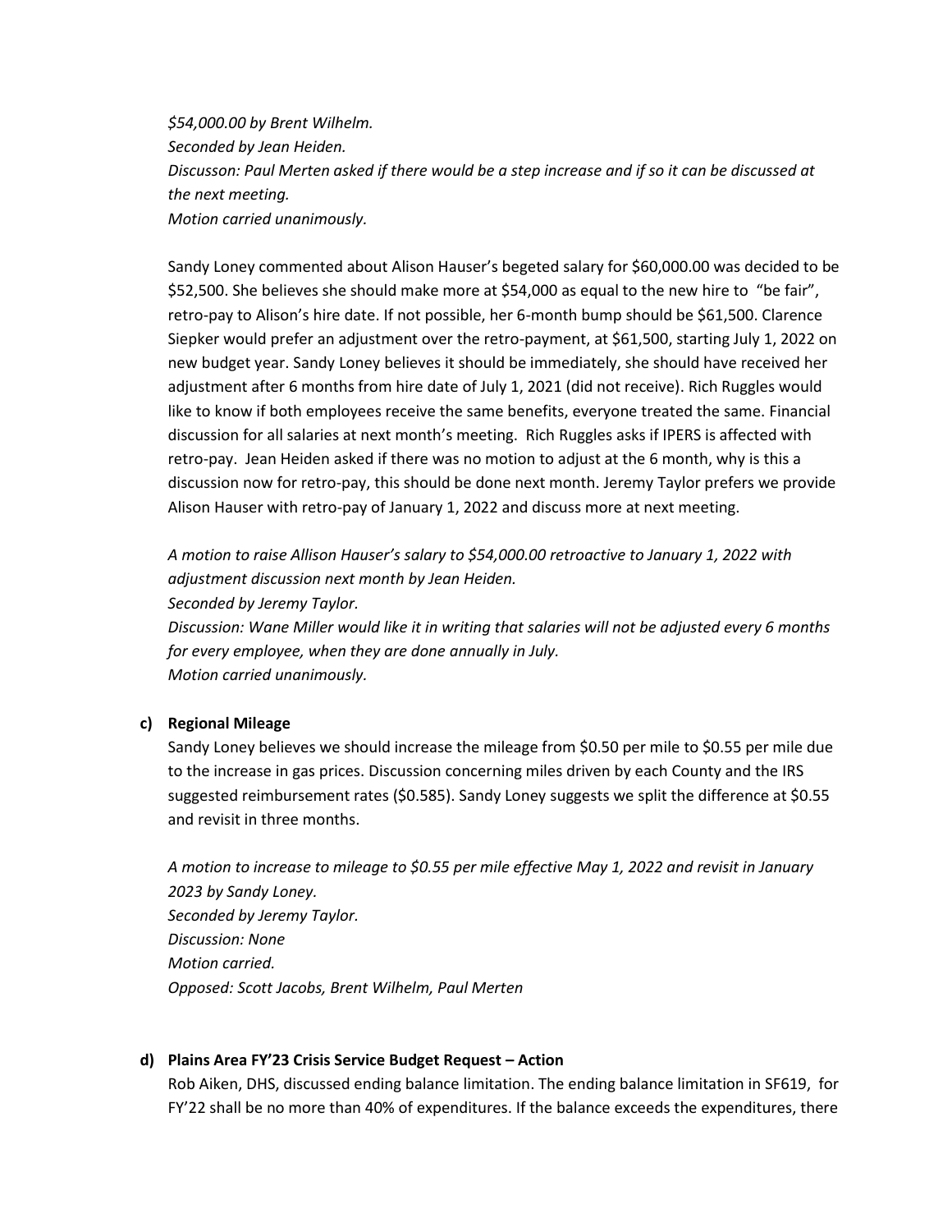*$54,000.00 by Brent Wilhelm.*
*Seconded by Jean Heiden.*
*Discusson: Paul Merten asked if there would be a step increase and if so it can be discussed at the next meeting.*
*Motion carried unanimously.*

Sandy Loney commented about Alison Hauser's begeted salary for $60,000.00 was decided to be $52,500. She believes she should make more at $54,000 as equal to the new hire to "be fair", retro-pay to Alison's hire date. If not possible, her 6-month bump should be $61,500. Clarence Siepker would prefer an adjustment over the retro-payment, at $61,500, starting July 1, 2022 on new budget year. Sandy Loney believes it should be immediately, she should have received her adjustment after 6 months from hire date of July 1, 2021 (did not receive). Rich Ruggles would like to know if both employees receive the same benefits, everyone treated the same. Financial discussion for all salaries at next month's meeting. Rich Ruggles asks if IPERS is affected with retro-pay. Jean Heiden asked if there was no motion to adjust at the 6 month, why is this a discussion now for retro-pay, this should be done next month. Jeremy Taylor prefers we provide Alison Hauser with retro-pay of January 1, 2022 and discuss more at next meeting.

*A motion to raise Allison Hauser's salary to $54,000.00 retroactive to January 1, 2022 with adjustment discussion next month by Jean Heiden.*
*Seconded by Jeremy Taylor.*
*Discussion: Wane Miller would like it in writing that salaries will not be adjusted every 6 months for every employee, when they are done annually in July.*
*Motion carried unanimously.*

**c) Regional Mileage**

Sandy Loney believes we should increase the mileage from $0.50 per mile to $0.55 per mile due to the increase in gas prices. Discussion concerning miles driven by each County and the IRS suggested reimbursement rates ($0.585). Sandy Loney suggests we split the difference at $0.55 and revisit in three months.

*A motion to increase to mileage to $0.55 per mile effective May 1, 2022 and revisit in January 2023 by Sandy Loney.*
*Seconded by Jeremy Taylor.*
*Discussion: None*
*Motion carried.*
*Opposed: Scott Jacobs, Brent Wilhelm, Paul Merten*

**d) Plains Area FY'23 Crisis Service Budget Request – Action**

Rob Aiken, DHS, discussed ending balance limitation. The ending balance limitation in SF619, for FY'22 shall be no more than 40% of expenditures. If the balance exceeds the expenditures, there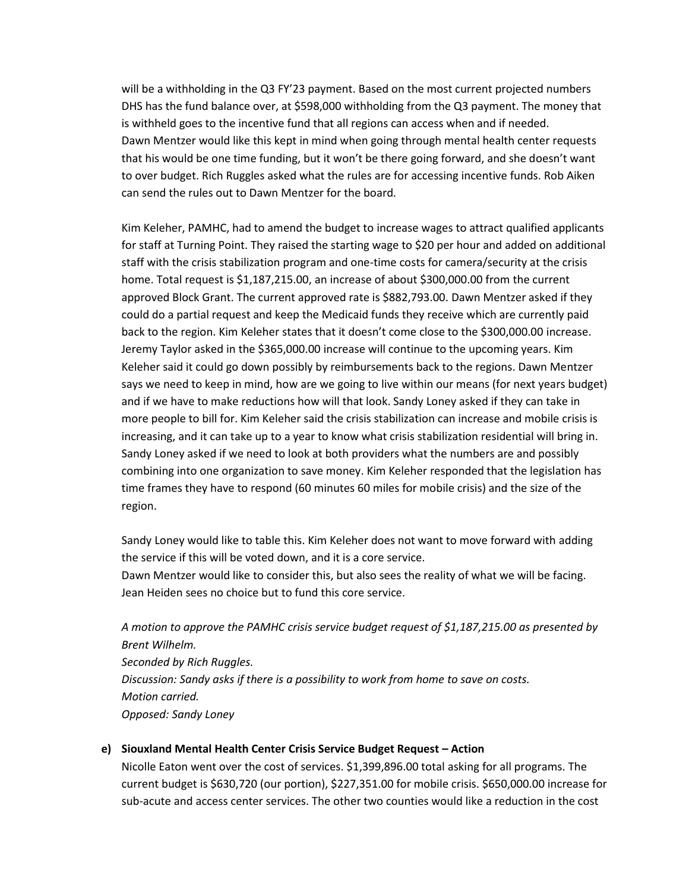will be a withholding in the Q3 FY'23 payment. Based on the most current projected numbers DHS has the fund balance over, at $598,000 withholding from the Q3 payment. The money that is withheld goes to the incentive fund that all regions can access when and if needed.
Dawn Mentzer would like this kept in mind when going through mental health center requests that his would be one time funding, but it won't be there going forward, and she doesn't want to over budget. Rich Ruggles asked what the rules are for accessing incentive funds. Rob Aiken can send the rules out to Dawn Mentzer for the board.

Kim Keleher, PAMHC, had to amend the budget to increase wages to attract qualified applicants for staff at Turning Point. They raised the starting wage to $20 per hour and added on additional staff with the crisis stabilization program and one-time costs for camera/security at the crisis home. Total request is $1,187,215.00, an increase of about $300,000.00 from the current approved Block Grant. The current approved rate is $882,793.00. Dawn Mentzer asked if they could do a partial request and keep the Medicaid funds they receive which are currently paid back to the region. Kim Keleher states that it doesn't come close to the $300,000.00 increase. Jeremy Taylor asked in the $365,000.00 increase will continue to the upcoming years. Kim Keleher said it could go down possibly by reimbursements back to the regions. Dawn Mentzer says we need to keep in mind, how are we going to live within our means (for next years budget) and if we have to make reductions how will that look. Sandy Loney asked if they can take in more people to bill for. Kim Keleher said the crisis stabilization can increase and mobile crisis is increasing, and it can take up to a year to know what crisis stabilization residential will bring in. Sandy Loney asked if we need to look at both providers what the numbers are and possibly combining into one organization to save money. Kim Keleher responded that the legislation has time frames they have to respond (60 minutes 60 miles for mobile crisis) and the size of the region.

Sandy Loney would like to table this. Kim Keleher does not want to move forward with adding the service if this will be voted down, and it is a core service.
Dawn Mentzer would like to consider this, but also sees the reality of what we will be facing. Jean Heiden sees no choice but to fund this core service.

*A motion to approve the PAMHC crisis service budget request of $1,187,215.00 as presented by Brent Wilhelm.*
*Seconded by Rich Ruggles.*
*Discussion: Sandy asks if there is a possibility to work from home to save on costs.*
*Motion carried.*
*Opposed: Sandy Loney*

**e) Siouxland Mental Health Center Crisis Service Budget Request – Action**

Nicolle Eaton went over the cost of services. $1,399,896.00 total asking for all programs. The current budget is $630,720 (our portion), $227,351.00 for mobile crisis. $650,000.00 increase for sub-acute and access center services. The other two counties would like a reduction in the cost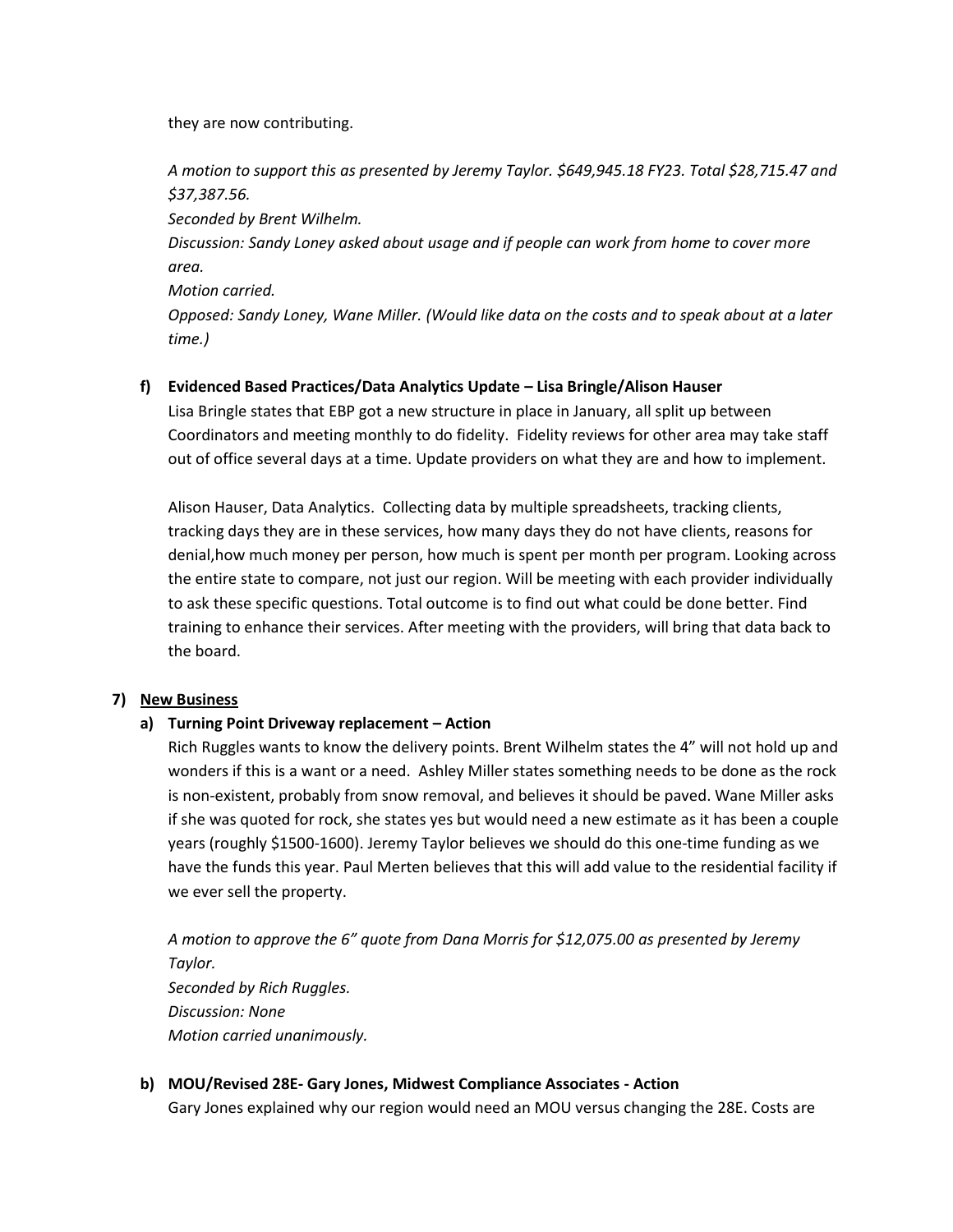they are now contributing.

*A motion to support this as presented by Jeremy Taylor. $649,945.18 FY23. Total $28,715.47 and $37,387.56.*
*Seconded by Brent Wilhelm.*
*Discussion: Sandy Loney asked about usage and if people can work from home to cover more area.*
*Motion carried.*
*Opposed: Sandy Loney, Wane Miller. (Would like data on the costs and to speak about at a later time.)*

**f) Evidenced Based Practices/Data Analytics Update – Lisa Bringle/Alison Hauser**

Lisa Bringle states that EBP got a new structure in place in January, all split up between Coordinators and meeting monthly to do fidelity. Fidelity reviews for other area may take staff out of office several days at a time. Update providers on what they are and how to implement.

Alison Hauser, Data Analytics. Collecting data by multiple spreadsheets, tracking clients, tracking days they are in these services, how many days they do not have clients, reasons for denial,how much money per person, how much is spent per month per program. Looking across the entire state to compare, not just our region. Will be meeting with each provider individually to ask these specific questions. Total outcome is to find out what could be done better. Find training to enhance their services. After meeting with the providers, will bring that data back to the board.

## 7) New Business

**a) Turning Point Driveway replacement – Action**

Rich Ruggles wants to know the delivery points. Brent Wilhelm states the 4" will not hold up and wonders if this is a want or a need. Ashley Miller states something needs to be done as the rock is non-existent, probably from snow removal, and believes it should be paved. Wane Miller asks if she was quoted for rock, she states yes but would need a new estimate as it has been a couple years (roughly $1500-1600). Jeremy Taylor believes we should do this one-time funding as we have the funds this year. Paul Merten believes that this will add value to the residential facility if we ever sell the property.

*A motion to approve the 6" quote from Dana Morris for $12,075.00 as presented by Jeremy Taylor.*
*Seconded by Rich Ruggles.*
*Discussion: None*
*Motion carried unanimously.*

**b) MOU/Revised 28E- Gary Jones, Midwest Compliance Associates - Action**

Gary Jones explained why our region would need an MOU versus changing the 28E. Costs are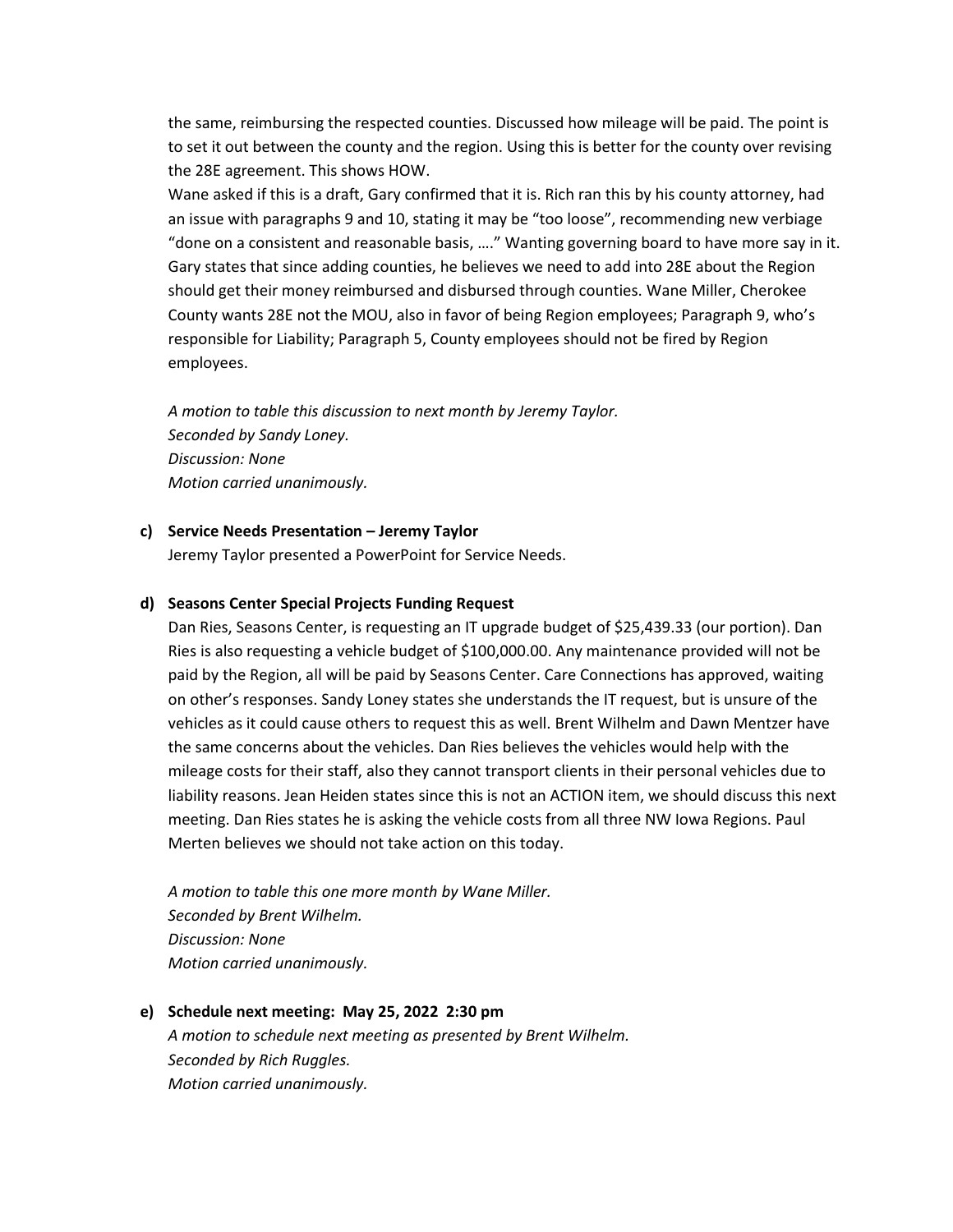the same, reimbursing the respected counties. Discussed how mileage will be paid. The point is to set it out between the county and the region. Using this is better for the county over revising the 28E agreement. This shows HOW.

Wane asked if this is a draft, Gary confirmed that it is. Rich ran this by his county attorney, had an issue with paragraphs 9 and 10, stating it may be "too loose", recommending new verbiage "done on a consistent and reasonable basis, …." Wanting governing board to have more say in it. Gary states that since adding counties, he believes we need to add into 28E about the Region should get their money reimbursed and disbursed through counties. Wane Miller, Cherokee County wants 28E not the MOU, also in favor of being Region employees; Paragraph 9, who's responsible for Liability; Paragraph 5, County employees should not be fired by Region employees.

*A motion to table this discussion to next month by Jeremy Taylor.*
*Seconded by Sandy Loney.*
*Discussion: None*
*Motion carried unanimously.*

**c) Service Needs Presentation – Jeremy Taylor**

Jeremy Taylor presented a PowerPoint for Service Needs.

**d) Seasons Center Special Projects Funding Request**

Dan Ries, Seasons Center, is requesting an IT upgrade budget of $25,439.33 (our portion). Dan Ries is also requesting a vehicle budget of $100,000.00. Any maintenance provided will not be paid by the Region, all will be paid by Seasons Center. Care Connections has approved, waiting on other's responses. Sandy Loney states she understands the IT request, but is unsure of the vehicles as it could cause others to request this as well. Brent Wilhelm and Dawn Mentzer have the same concerns about the vehicles. Dan Ries believes the vehicles would help with the mileage costs for their staff, also they cannot transport clients in their personal vehicles due to liability reasons. Jean Heiden states since this is not an ACTION item, we should discuss this next meeting. Dan Ries states he is asking the vehicle costs from all three NW Iowa Regions. Paul Merten believes we should not take action on this today.

*A motion to table this one more month by Wane Miller.*
*Seconded by Brent Wilhelm.*
*Discussion: None*
*Motion carried unanimously.*

**e) Schedule next meeting: May 25, 2022 2:30 pm**

*A motion to schedule next meeting as presented by Brent Wilhelm.*
*Seconded by Rich Ruggles.*
*Motion carried unanimously.*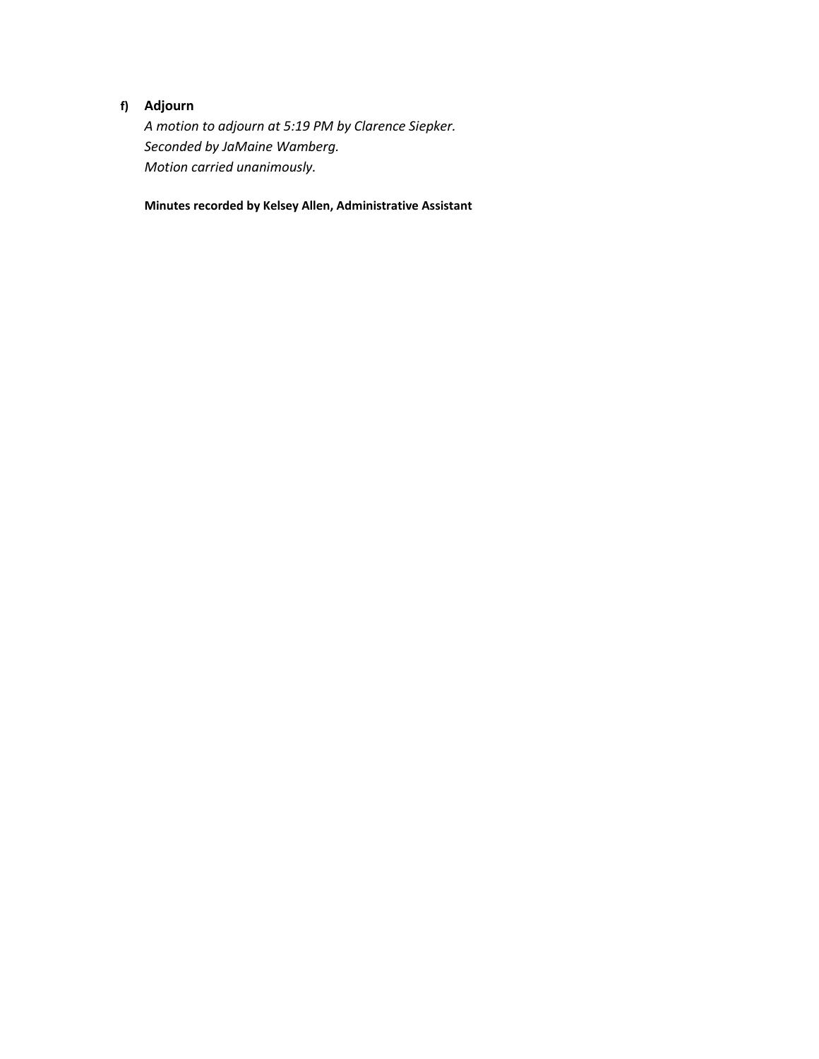**f) Adjourn**

*A motion to adjourn at 5:19 PM by Clarence Siepker.*
*Seconded by JaMaine Wamberg.*
*Motion carried unanimously.*

**Minutes recorded by Kelsey Allen, Administrative Assistant**